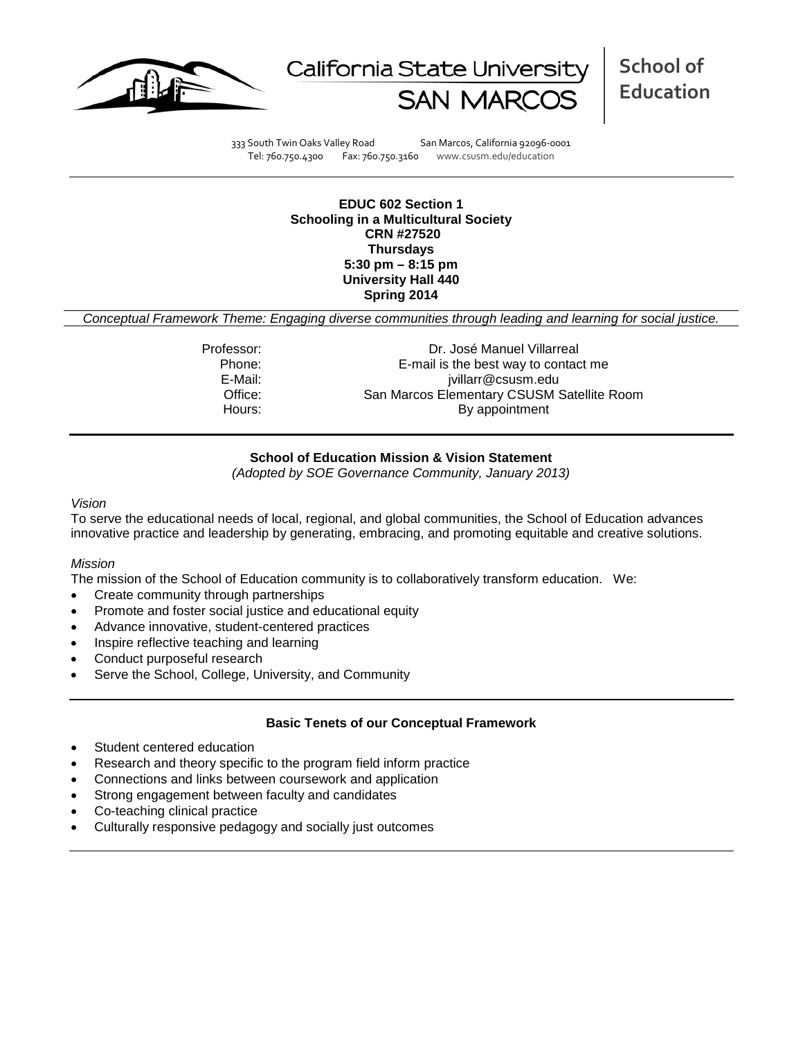California State University SAN MARCOS | School of Education

333 South Twin Oaks Valley Road San Marcos, California 92096-0001
Tel: 760.750.4300 Fax: 760.750.3160 www.csusm.edu/education

**EDUC 602 Section 1**
**Schooling in a Multicultural Society**
**CRN #27520**
**Thursdays**
**5:30 pm – 8:15 pm**
**University Hall 440**
**Spring 2014**

*Conceptual Framework Theme: Engaging diverse communities through leading and learning for social justice.*

| | |
|---|---|
| Professor: | Dr. José Manuel Villarreal |
| Phone: | E-mail is the best way to contact me |
| E-Mail: | jvillarr@csusm.edu |
| Office: | San Marcos Elementary CSUSM Satellite Room |
| Hours: | By appointment |

## School of Education Mission & Vision Statement

*(Adopted by SOE Governance Community, January 2013)*

*Vision*

To serve the educational needs of local, regional, and global communities, the School of Education advances innovative practice and leadership by generating, embracing, and promoting equitable and creative solutions.

*Mission*

The mission of the School of Education community is to collaboratively transform education. We:

- Create community through partnerships
- Promote and foster social justice and educational equity
- Advance innovative, student-centered practices
- Inspire reflective teaching and learning
- Conduct purposeful research
- Serve the School, College, University, and Community

## Basic Tenets of our Conceptual Framework

- Student centered education
- Research and theory specific to the program field inform practice
- Connections and links between coursework and application
- Strong engagement between faculty and candidates
- Co-teaching clinical practice
- Culturally responsive pedagogy and socially just outcomes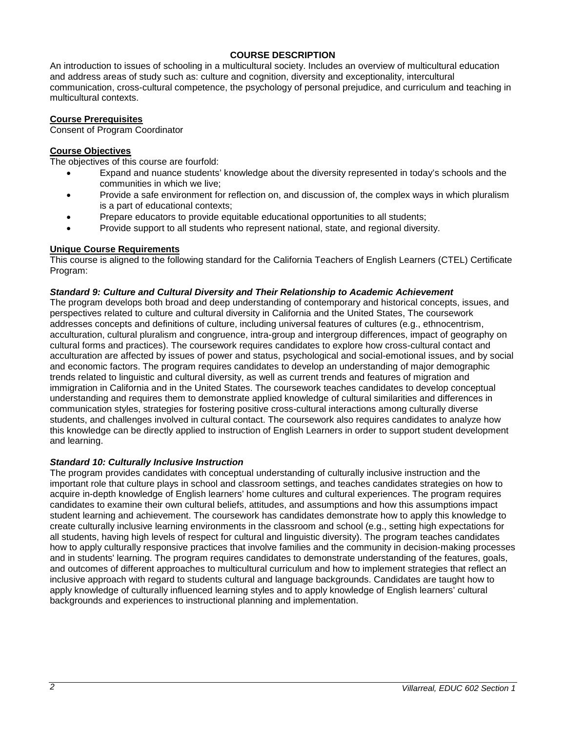## COURSE DESCRIPTION

An introduction to issues of schooling in a multicultural society. Includes an overview of multicultural education and address areas of study such as: culture and cognition, diversity and exceptionality, intercultural communication, cross-cultural competence, the psychology of personal prejudice, and curriculum and teaching in multicultural contexts.

### Course Prerequisites

Consent of Program Coordinator

### Course Objectives

The objectives of this course are fourfold:

- Expand and nuance students' knowledge about the diversity represented in today's schools and the communities in which we live;
- Provide a safe environment for reflection on, and discussion of, the complex ways in which pluralism is a part of educational contexts;
- Prepare educators to provide equitable educational opportunities to all students;
- Provide support to all students who represent national, state, and regional diversity.

### Unique Course Requirements

This course is aligned to the following standard for the California Teachers of English Learners (CTEL) Certificate Program:

#### *Standard 9: Culture and Cultural Diversity and Their Relationship to Academic Achievement*

The program develops both broad and deep understanding of contemporary and historical concepts, issues, and perspectives related to culture and cultural diversity in California and the United States, The coursework addresses concepts and definitions of culture, including universal features of cultures (e.g., ethnocentrism, acculturation, cultural pluralism and congruence, intra-group and intergroup differences, impact of geography on cultural forms and practices). The coursework requires candidates to explore how cross-cultural contact and acculturation are affected by issues of power and status, psychological and social-emotional issues, and by social and economic factors. The program requires candidates to develop an understanding of major demographic trends related to linguistic and cultural diversity, as well as current trends and features of migration and immigration in California and in the United States. The coursework teaches candidates to develop conceptual understanding and requires them to demonstrate applied knowledge of cultural similarities and differences in communication styles, strategies for fostering positive cross-cultural interactions among culturally diverse students, and challenges involved in cultural contact. The coursework also requires candidates to analyze how this knowledge can be directly applied to instruction of English Learners in order to support student development and learning.

#### *Standard 10: Culturally Inclusive Instruction*

The program provides candidates with conceptual understanding of culturally inclusive instruction and the important role that culture plays in school and classroom settings, and teaches candidates strategies on how to acquire in-depth knowledge of English learners' home cultures and cultural experiences. The program requires candidates to examine their own cultural beliefs, attitudes, and assumptions and how this assumptions impact student learning and achievement. The coursework has candidates demonstrate how to apply this knowledge to create culturally inclusive learning environments in the classroom and school (e.g., setting high expectations for all students, having high levels of respect for cultural and linguistic diversity). The program teaches candidates how to apply culturally responsive practices that involve families and the community in decision-making processes and in students' learning. The program requires candidates to demonstrate understanding of the features, goals, and outcomes of different approaches to multicultural curriculum and how to implement strategies that reflect an inclusive approach with regard to students cultural and language backgrounds. Candidates are taught how to apply knowledge of culturally influenced learning styles and to apply knowledge of English learners' cultural backgrounds and experiences to instructional planning and implementation.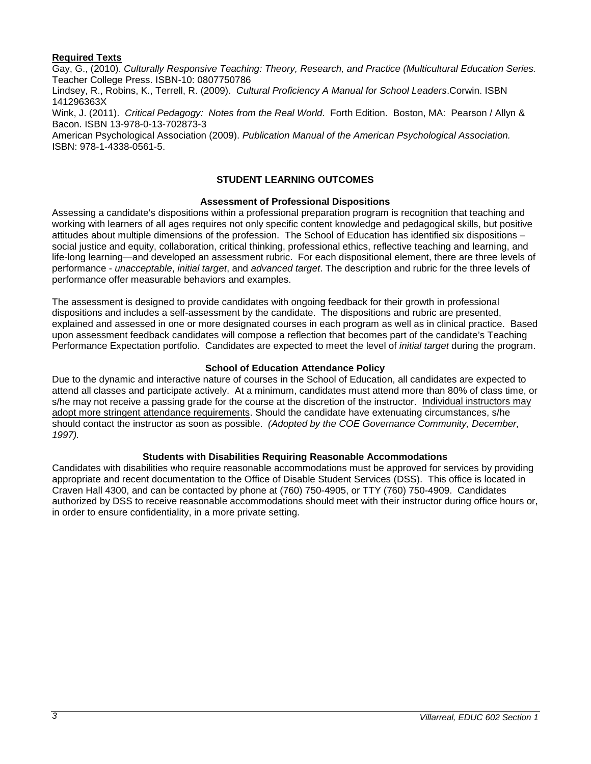**Required Texts**

Gay, G., (2010). *Culturally Responsive Teaching: Theory, Research, and Practice (Multicultural Education Series.* Teacher College Press. ISBN-10: 0807750786

Lindsey, R., Robins, K., Terrell, R. (2009). *Cultural Proficiency A Manual for School Leaders*.Corwin. ISBN 141296363X

Wink, J. (2011). *Critical Pedagogy: Notes from the Real World*. Forth Edition. Boston, MA: Pearson / Allyn & Bacon. ISBN 13-978-0-13-702873-3

American Psychological Association (2009). *Publication Manual of the American Psychological Association.* ISBN: 978-1-4338-0561-5.

## STUDENT LEARNING OUTCOMES

### Assessment of Professional Dispositions

Assessing a candidate's dispositions within a professional preparation program is recognition that teaching and working with learners of all ages requires not only specific content knowledge and pedagogical skills, but positive attitudes about multiple dimensions of the profession. The School of Education has identified six dispositions – social justice and equity, collaboration, critical thinking, professional ethics, reflective teaching and learning, and life-long learning—and developed an assessment rubric. For each dispositional element, there are three levels of performance - *unacceptable*, *initial target*, and *advanced target*. The description and rubric for the three levels of performance offer measurable behaviors and examples.

The assessment is designed to provide candidates with ongoing feedback for their growth in professional dispositions and includes a self-assessment by the candidate. The dispositions and rubric are presented, explained and assessed in one or more designated courses in each program as well as in clinical practice. Based upon assessment feedback candidates will compose a reflection that becomes part of the candidate's Teaching Performance Expectation portfolio. Candidates are expected to meet the level of *initial target* during the program.

### School of Education Attendance Policy

Due to the dynamic and interactive nature of courses in the School of Education, all candidates are expected to attend all classes and participate actively. At a minimum, candidates must attend more than 80% of class time, or s/he may not receive a passing grade for the course at the discretion of the instructor. <u>Individual instructors may adopt more stringent attendance requirements</u>. Should the candidate have extenuating circumstances, s/he should contact the instructor as soon as possible. *(Adopted by the COE Governance Community, December, 1997).*

### Students with Disabilities Requiring Reasonable Accommodations

Candidates with disabilities who require reasonable accommodations must be approved for services by providing appropriate and recent documentation to the Office of Disable Student Services (DSS). This office is located in Craven Hall 4300, and can be contacted by phone at (760) 750-4905, or TTY (760) 750-4909. Candidates authorized by DSS to receive reasonable accommodations should meet with their instructor during office hours or, in order to ensure confidentiality, in a more private setting.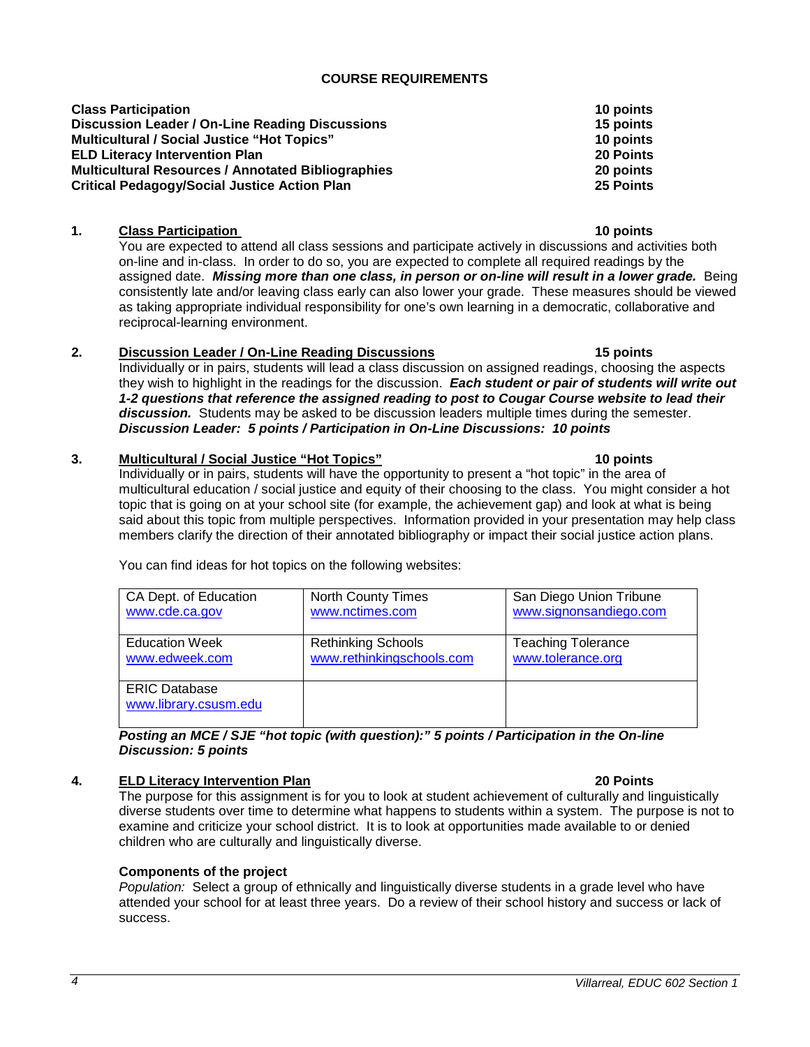## COURSE REQUIREMENTS

| | |
|---|---|
| **Class Participation** | **10 points** |
| **Discussion Leader / On-Line Reading Discussions** | **15 points** |
| **Multicultural / Social Justice "Hot Topics"** | **10 points** |
| **ELD Literacy Intervention Plan** | **20 Points** |
| **Multicultural Resources / Annotated Bibliographies** | **20 points** |
| **Critical Pedagogy/Social Justice Action Plan** | **25 Points** |

### 1. Class Participation — 10 points

You are expected to attend all class sessions and participate actively in discussions and activities both on-line and in-class. In order to do so, you are expected to complete all required readings by the assigned date. ***Missing more than one class, in person or on-line will result in a lower grade.*** Being consistently late and/or leaving class early can also lower your grade. These measures should be viewed as taking appropriate individual responsibility for one's own learning in a democratic, collaborative and reciprocal-learning environment.

### 2. Discussion Leader / On-Line Reading Discussions — 15 points

Individually or in pairs, students will lead a class discussion on assigned readings, choosing the aspects they wish to highlight in the readings for the discussion. ***Each student or pair of students will write out 1-2 questions that reference the assigned reading to post to Cougar Course website to lead their discussion.*** Students may be asked to be discussion leaders multiple times during the semester.
***Discussion Leader: 5 points / Participation in On-Line Discussions: 10 points***

### 3. Multicultural / Social Justice "Hot Topics" — 10 points

Individually or in pairs, students will have the opportunity to present a "hot topic" in the area of multicultural education / social justice and equity of their choosing to the class. You might consider a hot topic that is going on at your school site (for example, the achievement gap) and look at what is being said about this topic from multiple perspectives. Information provided in your presentation may help class members clarify the direction of their annotated bibliography or impact their social justice action plans.

You can find ideas for hot topics on the following websites:

| | | |
|---|---|---|
| CA Dept. of Education<br>www.cde.ca.gov | North County Times<br>www.nctimes.com | San Diego Union Tribune<br>www.signonsandiego.com |
| Education Week<br>www.edweek.com | Rethinking Schools<br>www.rethinkingschools.com | Teaching Tolerance<br>www.tolerance.org |
| ERIC Database<br>www.library.csusm.edu | | |

***Posting an MCE / SJE "hot topic (with question):" 5 points / Participation in the On-line Discussion: 5 points***

### 4. ELD Literacy Intervention Plan — 20 Points

The purpose for this assignment is for you to look at student achievement of culturally and linguistically diverse students over time to determine what happens to students within a system. The purpose is not to examine and criticize your school district. It is to look at opportunities made available to or denied children who are culturally and linguistically diverse.

**Components of the project**

*Population:* Select a group of ethnically and linguistically diverse students in a grade level who have attended your school for at least three years. Do a review of their school history and success or lack of success.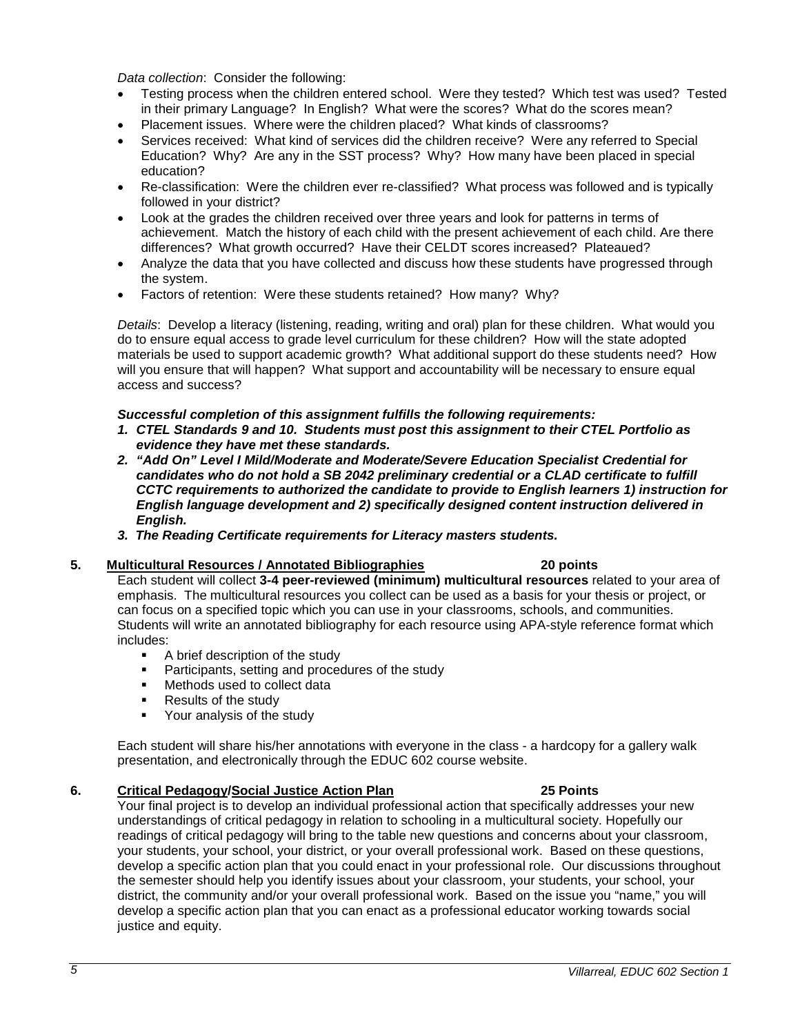*Data collection*: Consider the following:

- Testing process when the children entered school. Were they tested? Which test was used? Tested in their primary Language? In English? What were the scores? What do the scores mean?
- Placement issues. Where were the children placed? What kinds of classrooms?
- Services received: What kind of services did the children receive? Were any referred to Special Education? Why? Are any in the SST process? Why? How many have been placed in special education?
- Re-classification: Were the children ever re-classified? What process was followed and is typically followed in your district?
- Look at the grades the children received over three years and look for patterns in terms of achievement. Match the history of each child with the present achievement of each child. Are there differences? What growth occurred? Have their CELDT scores increased? Plateaued?
- Analyze the data that you have collected and discuss how these students have progressed through the system.
- Factors of retention: Were these students retained? How many? Why?

*Details*: Develop a literacy (listening, reading, writing and oral) plan for these children. What would you do to ensure equal access to grade level curriculum for these children? How will the state adopted materials be used to support academic growth? What additional support do these students need? How will you ensure that will happen? What support and accountability will be necessary to ensure equal access and success?

***Successful completion of this assignment fulfills the following requirements:***

1. ***CTEL Standards 9 and 10. Students must post this assignment to their CTEL Portfolio as evidence they have met these standards.***
2. ***"Add On" Level I Mild/Moderate and Moderate/Severe Education Specialist Credential for candidates who do not hold a SB 2042 preliminary credential or a CLAD certificate to fulfill CCTC requirements to authorized the candidate to provide to English learners 1) instruction for English language development and 2) specifically designed content instruction delivered in English.***
3. ***The Reading Certificate requirements for Literacy masters students.***

## 5. Multicultural Resources / Annotated Bibliographies — 20 points

Each student will collect **3-4 peer-reviewed (minimum) multicultural resources** related to your area of emphasis. The multicultural resources you collect can be used as a basis for your thesis or project, or can focus on a specified topic which you can use in your classrooms, schools, and communities. Students will write an annotated bibliography for each resource using APA-style reference format which includes:

- A brief description of the study
- Participants, setting and procedures of the study
- Methods used to collect data
- Results of the study
- Your analysis of the study

Each student will share his/her annotations with everyone in the class - a hardcopy for a gallery walk presentation, and electronically through the EDUC 602 course website.

## 6. Critical Pedagogy/Social Justice Action Plan — 25 Points

Your final project is to develop an individual professional action that specifically addresses your new understandings of critical pedagogy in relation to schooling in a multicultural society. Hopefully our readings of critical pedagogy will bring to the table new questions and concerns about your classroom, your students, your school, your district, or your overall professional work. Based on these questions, develop a specific action plan that you could enact in your professional role. Our discussions throughout the semester should help you identify issues about your classroom, your students, your school, your district, the community and/or your overall professional work. Based on the issue you "name," you will develop a specific action plan that you can enact as a professional educator working towards social justice and equity.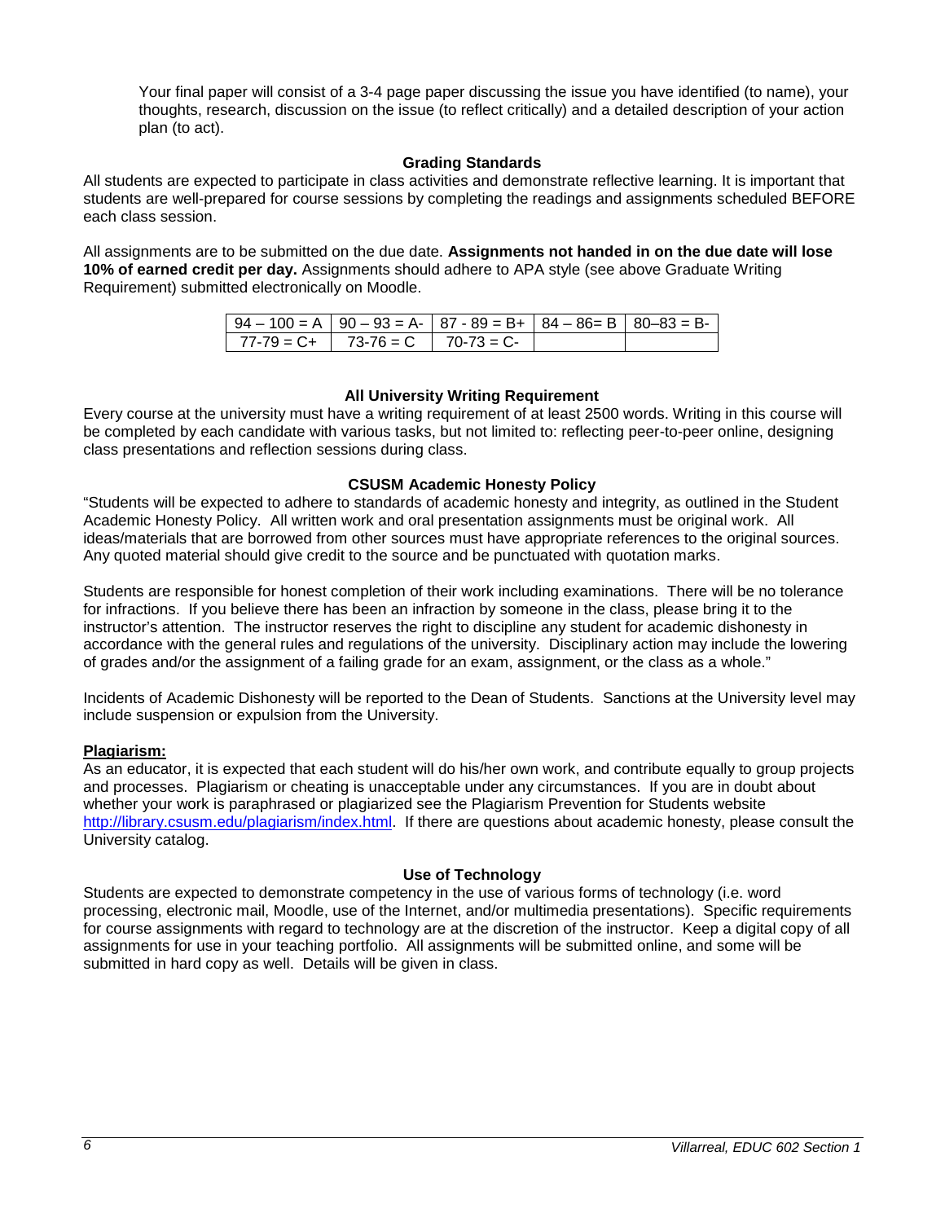Your final paper will consist of a 3-4 page paper discussing the issue you have identified (to name), your thoughts, research, discussion on the issue (to reflect critically) and a detailed description of your action plan (to act).

### Grading Standards

All students are expected to participate in class activities and demonstrate reflective learning. It is important that students are well-prepared for course sessions by completing the readings and assignments scheduled BEFORE each class session.

All assignments are to be submitted on the due date. **Assignments not handed in on the due date will lose 10% of earned credit per day.** Assignments should adhere to APA style (see above Graduate Writing Requirement) submitted electronically on Moodle.

| 94 – 100 = A | 90 – 93 = A- | 87 - 89 = B+ | 84 – 86= B | 80–83 = B- |
|---|---|---|---|---|
| 77-79 = C+ | 73-76 = C | 70-73 = C- | | |

### All University Writing Requirement

Every course at the university must have a writing requirement of at least 2500 words. Writing in this course will be completed by each candidate with various tasks, but not limited to: reflecting peer-to-peer online, designing class presentations and reflection sessions during class.

### CSUSM Academic Honesty Policy

"Students will be expected to adhere to standards of academic honesty and integrity, as outlined in the Student Academic Honesty Policy. All written work and oral presentation assignments must be original work. All ideas/materials that are borrowed from other sources must have appropriate references to the original sources. Any quoted material should give credit to the source and be punctuated with quotation marks.

Students are responsible for honest completion of their work including examinations. There will be no tolerance for infractions. If you believe there has been an infraction by someone in the class, please bring it to the instructor's attention. The instructor reserves the right to discipline any student for academic dishonesty in accordance with the general rules and regulations of the university. Disciplinary action may include the lowering of grades and/or the assignment of a failing grade for an exam, assignment, or the class as a whole."

Incidents of Academic Dishonesty will be reported to the Dean of Students. Sanctions at the University level may include suspension or expulsion from the University.

**Plagiarism:**

As an educator, it is expected that each student will do his/her own work, and contribute equally to group projects and processes. Plagiarism or cheating is unacceptable under any circumstances. If you are in doubt about whether your work is paraphrased or plagiarized see the Plagiarism Prevention for Students website http://library.csusm.edu/plagiarism/index.html. If there are questions about academic honesty, please consult the University catalog.

### Use of Technology

Students are expected to demonstrate competency in the use of various forms of technology (i.e. word processing, electronic mail, Moodle, use of the Internet, and/or multimedia presentations). Specific requirements for course assignments with regard to technology are at the discretion of the instructor. Keep a digital copy of all assignments for use in your teaching portfolio. All assignments will be submitted online, and some will be submitted in hard copy as well. Details will be given in class.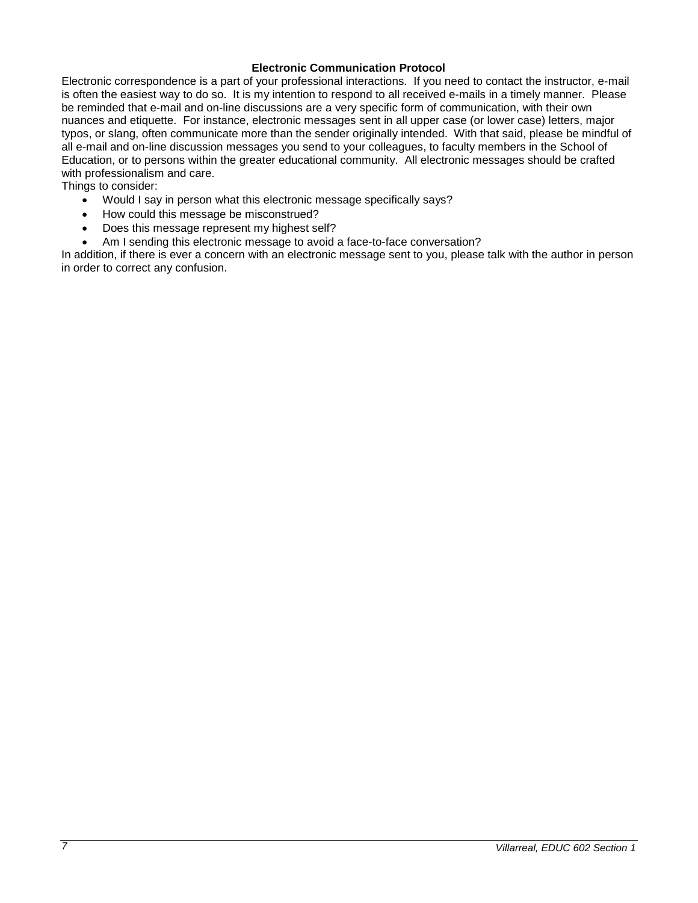**Electronic Communication Protocol**

Electronic correspondence is a part of your professional interactions. If you need to contact the instructor, e-mail is often the easiest way to do so. It is my intention to respond to all received e-mails in a timely manner. Please be reminded that e-mail and on-line discussions are a very specific form of communication, with their own nuances and etiquette. For instance, electronic messages sent in all upper case (or lower case) letters, major typos, or slang, often communicate more than the sender originally intended. With that said, please be mindful of all e-mail and on-line discussion messages you send to your colleagues, to faculty members in the School of Education, or to persons within the greater educational community. All electronic messages should be crafted with professionalism and care.

Things to consider:

- Would I say in person what this electronic message specifically says?
- How could this message be misconstrued?
- Does this message represent my highest self?
- Am I sending this electronic message to avoid a face-to-face conversation?

In addition, if there is ever a concern with an electronic message sent to you, please talk with the author in person in order to correct any confusion.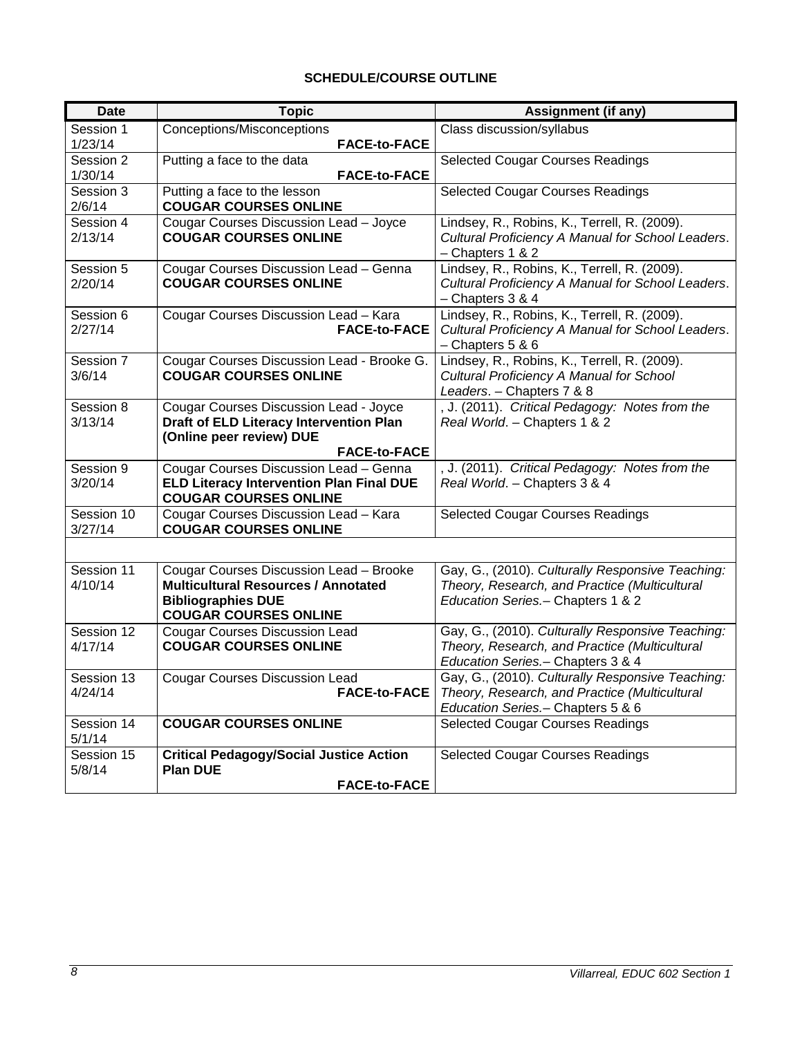**SCHEDULE/COURSE OUTLINE**

| Date | Topic | Assignment (if any) |
|---|---|---|
| Session 1<br>1/23/14 | Conceptions/Misconceptions<br>**FACE-to-FACE** | Class discussion/syllabus |
| Session 2<br>1/30/14 | Putting a face to the data<br>**FACE-to-FACE** | Selected Cougar Courses Readings |
| Session 3<br>2/6/14 | Putting a face to the lesson<br>**COUGAR COURSES ONLINE** | Selected Cougar Courses Readings |
| Session 4<br>2/13/14 | Cougar Courses Discussion Lead – Joyce<br>**COUGAR COURSES ONLINE** | Lindsey, R., Robins, K., Terrell, R. (2009). *Cultural Proficiency A Manual for School Leaders*. – Chapters 1 & 2 |
| Session 5<br>2/20/14 | Cougar Courses Discussion Lead – Genna<br>**COUGAR COURSES ONLINE** | Lindsey, R., Robins, K., Terrell, R. (2009). *Cultural Proficiency A Manual for School Leaders*. – Chapters 3 & 4 |
| Session 6<br>2/27/14 | Cougar Courses Discussion Lead – Kara<br>**FACE-to-FACE** | Lindsey, R., Robins, K., Terrell, R. (2009). *Cultural Proficiency A Manual for School Leaders*. – Chapters 5 & 6 |
| Session 7<br>3/6/14 | Cougar Courses Discussion Lead - Brooke G.<br>**COUGAR COURSES ONLINE** | Lindsey, R., Robins, K., Terrell, R. (2009). *Cultural Proficiency A Manual for School Leaders*. – Chapters 7 & 8 |
| Session 8<br>3/13/14 | Cougar Courses Discussion Lead - Joyce<br>**Draft of ELD Literacy Intervention Plan (Online peer review) DUE**<br>**FACE-to-FACE** | , J. (2011). *Critical Pedagogy: Notes from the Real World*. – Chapters 1 & 2 |
| Session 9<br>3/20/14 | Cougar Courses Discussion Lead – Genna<br>**ELD Literacy Intervention Plan Final DUE**<br>**COUGAR COURSES ONLINE** | , J. (2011). *Critical Pedagogy: Notes from the Real World*. – Chapters 3 & 4 |
| Session 10<br>3/27/14 | Cougar Courses Discussion Lead – Kara<br>**COUGAR COURSES ONLINE** | Selected Cougar Courses Readings |
| | | |
| Session 11<br>4/10/14 | Cougar Courses Discussion Lead – Brooke<br>**Multicultural Resources / Annotated Bibliographies DUE**<br>**COUGAR COURSES ONLINE** | Gay, G., (2010). *Culturally Responsive Teaching: Theory, Research, and Practice (Multicultural Education Series.*– Chapters 1 & 2 |
| Session 12<br>4/17/14 | Cougar Courses Discussion Lead<br>**COUGAR COURSES ONLINE** | Gay, G., (2010). *Culturally Responsive Teaching: Theory, Research, and Practice (Multicultural Education Series.*– Chapters 3 & 4 |
| Session 13<br>4/24/14 | Cougar Courses Discussion Lead<br>**FACE-to-FACE** | Gay, G., (2010). *Culturally Responsive Teaching: Theory, Research, and Practice (Multicultural Education Series.*– Chapters 5 & 6 |
| Session 14<br>5/1/14 | **COUGAR COURSES ONLINE** | Selected Cougar Courses Readings |
| Session 15<br>5/8/14 | **Critical Pedagogy/Social Justice Action Plan DUE**<br>**FACE-to-FACE** | Selected Cougar Courses Readings |